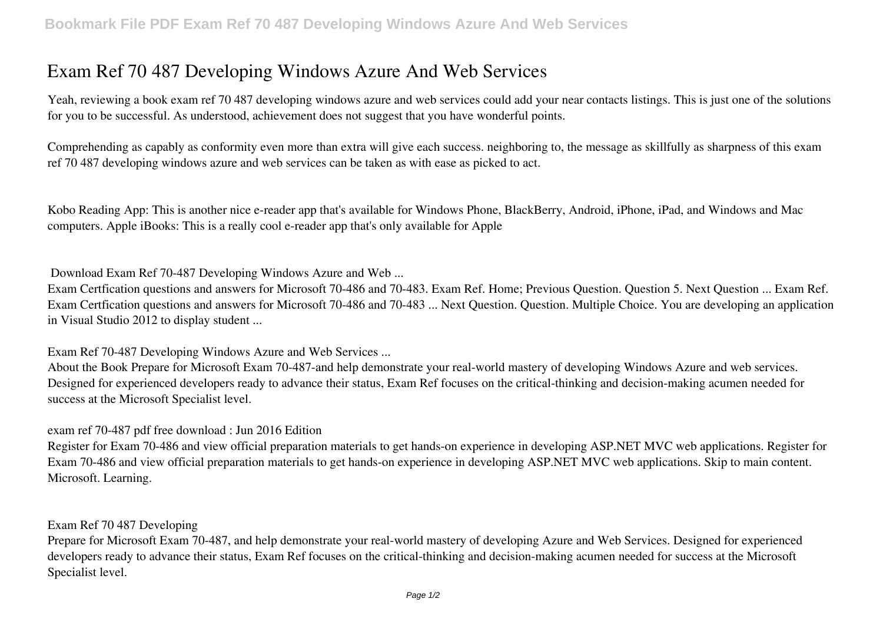# Exam Ref 70 487 Developing Windows Azure And Web Services

Yeah, reviewing a book exam ref 70 487 developing windows azure and web services could add your near contacts listings. This is just one of the solutions for you to be successful. As understood, achievement does not suggest that you have wonderful points.

Comprehending as capably as conformity even more than extra will give each success. neighboring to, the message as skillfully as sharpness of this exam ref 70 487 developing windows azure and web services can be taken as with ease as picked to act.

Kobo Reading App: This is another nice e-reader app that's available for Windows Phone, BlackBerry, Android, iPhone, iPad, and Windows and Mac computers. Apple iBooks: This is a really cool e-reader app that's only available for Apple

**Download Exam Ref 70-487 Developing Windows Azure and Web ...**

Exam Certfication questions and answers for Microsoft 70-486 and 70-483. Exam Ref. Home; Previous Question. Question 5. Next Question ... Exam Ref. Exam Certfication questions and answers for Microsoft 70-486 and 70-483 ... Next Question. Question. Multiple Choice. You are developing an application in Visual Studio 2012 to display student ...

**Exam Ref 70-487 Developing Windows Azure and Web Services ...**

About the Book Prepare for Microsoft Exam 70-487-and help demonstrate your real-world mastery of developing Windows Azure and web services. Designed for experienced developers ready to advance their status, Exam Ref focuses on the critical-thinking and decision-making acumen needed for success at the Microsoft Specialist level.

**exam ref 70-487 pdf free download : Jun 2016 Edition**

Register for Exam 70-486 and view official preparation materials to get hands-on experience in developing ASP.NET MVC web applications. Register for Exam 70-486 and view official preparation materials to get hands-on experience in developing ASP.NET MVC web applications. Skip to main content. Microsoft. Learning.

**Exam Ref 70 487 Developing**

Prepare for Microsoft Exam 70-487, and help demonstrate your real-world mastery of developing Azure and Web Services. Designed for experienced developers ready to advance their status, Exam Ref focuses on the critical-thinking and decision-making acumen needed for success at the Microsoft Specialist level.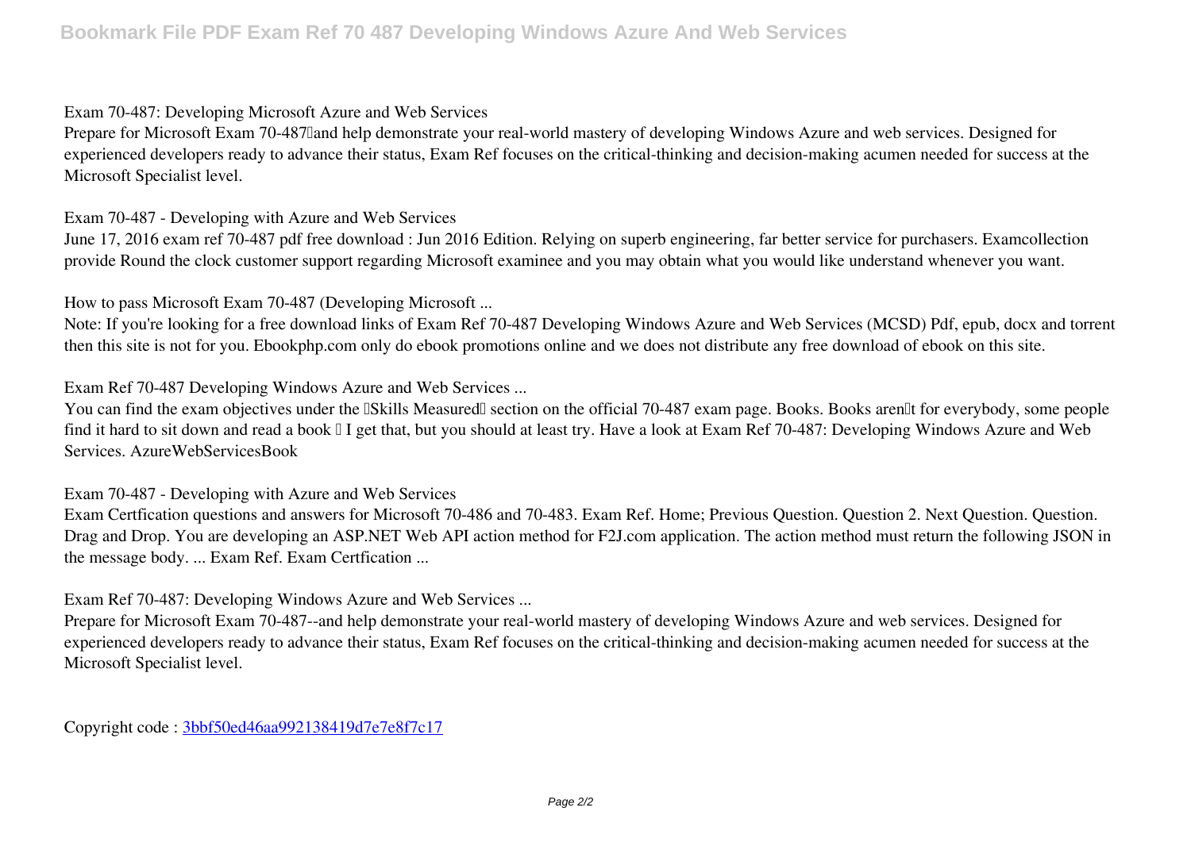**Exam 70-487: Developing Microsoft Azure and Web Services**

Prepare for Microsoft Exam 70-487—and help demonstrate your real-world mastery of developing Windows Azure and web services. Designed for experienced developers ready to advance their status, Exam Ref focuses on the critical-thinking and decision-making acumen needed for success at the Microsoft Specialist level.

**Exam 70-487 - Developing with Azure and Web Services**

June 17, 2016 exam ref 70-487 pdf free download : Jun 2016 Edition. Relying on superb engineering, far better service for purchasers. Examcollection provide Round the clock customer support regarding Microsoft examinee and you may obtain what you would like understand whenever you want.

**How to pass Microsoft Exam 70-487 (Developing Microsoft ...**

Note: If you're looking for a free download links of Exam Ref 70-487 Developing Windows Azure and Web Services (MCSD) Pdf, epub, docx and torrent then this site is not for you. Ebookphp.com only do ebook promotions online and we does not distribute any free download of ebook on this site.

**Exam Ref 70-487 Developing Windows Azure and Web Services ...**

You can find the exam objectives under the "Skills Measured" section on the official 70-487 exam page. Books. Books aren't for everybody, some people find it hard to sit down and read a book – I get that, but you should at least try. Have a look at Exam Ref 70-487: Developing Windows Azure and Web Services. AzureWebServicesBook

**Exam 70-487 - Developing with Azure and Web Services**

Exam Certfication questions and answers for Microsoft 70-486 and 70-483. Exam Ref. Home; Previous Question. Question 2. Next Question. Question. Drag and Drop. You are developing an ASP.NET Web API action method for F2J.com application. The action method must return the following JSON in the message body. ... Exam Ref. Exam Certfication ...

**Exam Ref 70-487: Developing Windows Azure and Web Services ...**

Prepare for Microsoft Exam 70-487--and help demonstrate your real-world mastery of developing Windows Azure and web services. Designed for experienced developers ready to advance their status, Exam Ref focuses on the critical-thinking and decision-making acumen needed for success at the Microsoft Specialist level.

Copyright code : 3bbf50ed46aa992138419d7e7e8f7c17